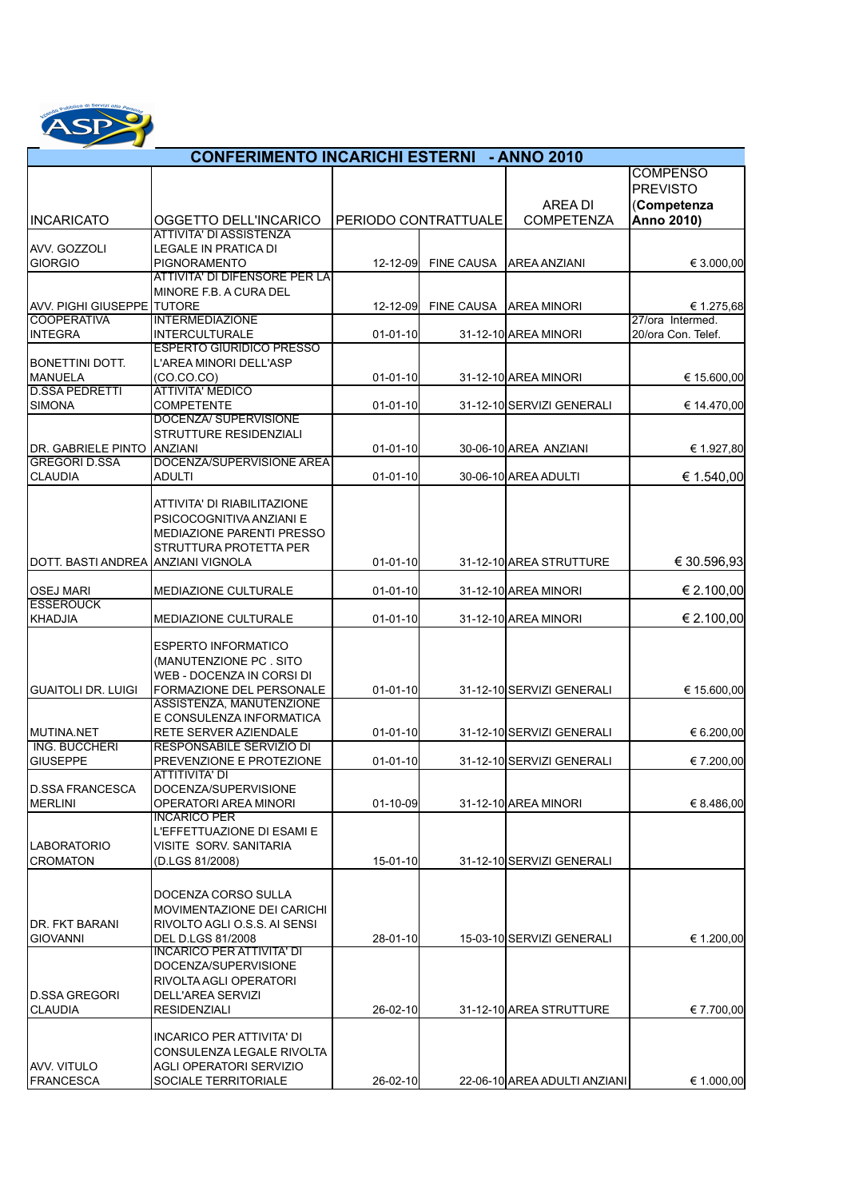## CONFERIMENTO INCARICHI ESTERNI - ANNO 2010

| INCARICATO | OGGETTO DELL'INCARICO | PERIODO CONTRATTUALE | | AREA DI COMPETENZA | COMPENSO PREVISTO (**Competenza Anno 2010)** |
|---|---|---|---|---|---|
| AVV. GOZZOLI GIORGIO | ATTIVITA' DI ASSISTENZA LEGALE IN PRATICA DI PIGNORAMENTO | 12-12-09 | FINE CAUSA | AREA ANZIANI | € 3.000,00 |
| AVV. PIGHI GIUSEPPE | ATTIVITA' DI DIFENSORE PER LA MINORE F.B. A CURA DEL TUTORE | 12-12-09 | FINE CAUSA | AREA MINORI | € 1.275,68 |
| COOPERATIVA INTEGRA | INTERMEDIAZIONE INTERCULTURALE | 01-01-10 | 31-12-10 | AREA MINORI | 27/ora Intermed. 20/ora Con. Telef. |
| BONETTINI DOTT. MANUELA | ESPERTO GIURIDICO PRESSO L'AREA MINORI DELL'ASP (CO.CO.CO) | 01-01-10 | 31-12-10 | AREA MINORI | € 15.600,00 |
| D.SSA PEDRETTI SIMONA | ATTIVITA' MEDICO COMPETENTE | 01-01-10 | 31-12-10 | SERVIZI GENERALI | € 14.470,00 |
| DR. GABRIELE PINTO | DOCENZA/ SUPERVISIONE STRUTTURE RESIDENZIALI ANZIANI | 01-01-10 | 30-06-10 | AREA ANZIANI | € 1.927,80 |
| GREGORI D.SSA CLAUDIA | DOCENZA/SUPERVISIONE AREA ADULTI | 01-01-10 | 30-06-10 | AREA ADULTI | € 1.540,00 |
| DOTT. BASTI ANDREA | ATTIVITA' DI RIABILITAZIONE PSICOCOGNITIVA ANZIANI E MEDIAZIONE PARENTI PRESSO STRUTTURA PROTETTA PER ANZIANI VIGNOLA | 01-01-10 | 31-12-10 | AREA STRUTTURE | € 30.596,93 |
| OSEJ MARI | MEDIAZIONE CULTURALE | 01-01-10 | 31-12-10 | AREA MINORI | € 2.100,00 |
| ESSEROUCK KHADJIA | MEDIAZIONE CULTURALE | 01-01-10 | 31-12-10 | AREA MINORI | € 2.100,00 |
| GUAITOLI DR. LUIGI | ESPERTO INFORMATICO (MANUTENZIONE PC . SITO WEB - DOCENZA IN CORSI DI FORMAZIONE DEL PERSONALE | 01-01-10 | 31-12-10 | SERVIZI GENERALI | € 15.600,00 |
| MUTINA.NET | ASSISTENZA, MANUTENZIONE E CONSULENZA INFORMATICA RETE SERVER AZIENDALE | 01-01-10 | 31-12-10 | SERVIZI GENERALI | € 6.200,00 |
| ING. BUCCHERI GIUSEPPE | RESPONSABILE SERVIZIO DI PREVENZIONE E PROTEZIONE | 01-01-10 | 31-12-10 | SERVIZI GENERALI | € 7.200,00 |
| D.SSA FRANCESCA MERLINI | ATTITIVITA' DI DOCENZA/SUPERVISIONE OPERATORI AREA MINORI | 01-10-09 | 31-12-10 | AREA MINORI | € 8.486,00 |
| LABORATORIO CROMATON | INCARICO PER L'EFFETTUAZIONE DI ESAMI E VISITE SORV. SANITARIA (D.LGS 81/2008) | 15-01-10 | 31-12-10 | SERVIZI GENERALI | |
| DR. FKT BARANI GIOVANNI | DOCENZA CORSO SULLA MOVIMENTAZIONE DEI CARICHI RIVOLTO AGLI O.S.S. AI SENSI DEL D.LGS 81/2008 | 28-01-10 | 15-03-10 | SERVIZI GENERALI | € 1.200,00 |
| D.SSA GREGORI CLAUDIA | INCARICO PER ATTIVITA' DI DOCENZA/SUPERVISIONE RIVOLTA AGLI OPERATORI DELL'AREA SERVIZI RESIDENZIALI | 26-02-10 | 31-12-10 | AREA STRUTTURE | € 7.700,00 |
| AVV. VITULO FRANCESCA | INCARICO PER ATTIVITA' DI CONSULENZA LEGALE RIVOLTA AGLI OPERATORI SERVIZIO SOCIALE TERRITORIALE | 26-02-10 | 22-06-10 | AREA ADULTI ANZIANI | € 1.000,00 |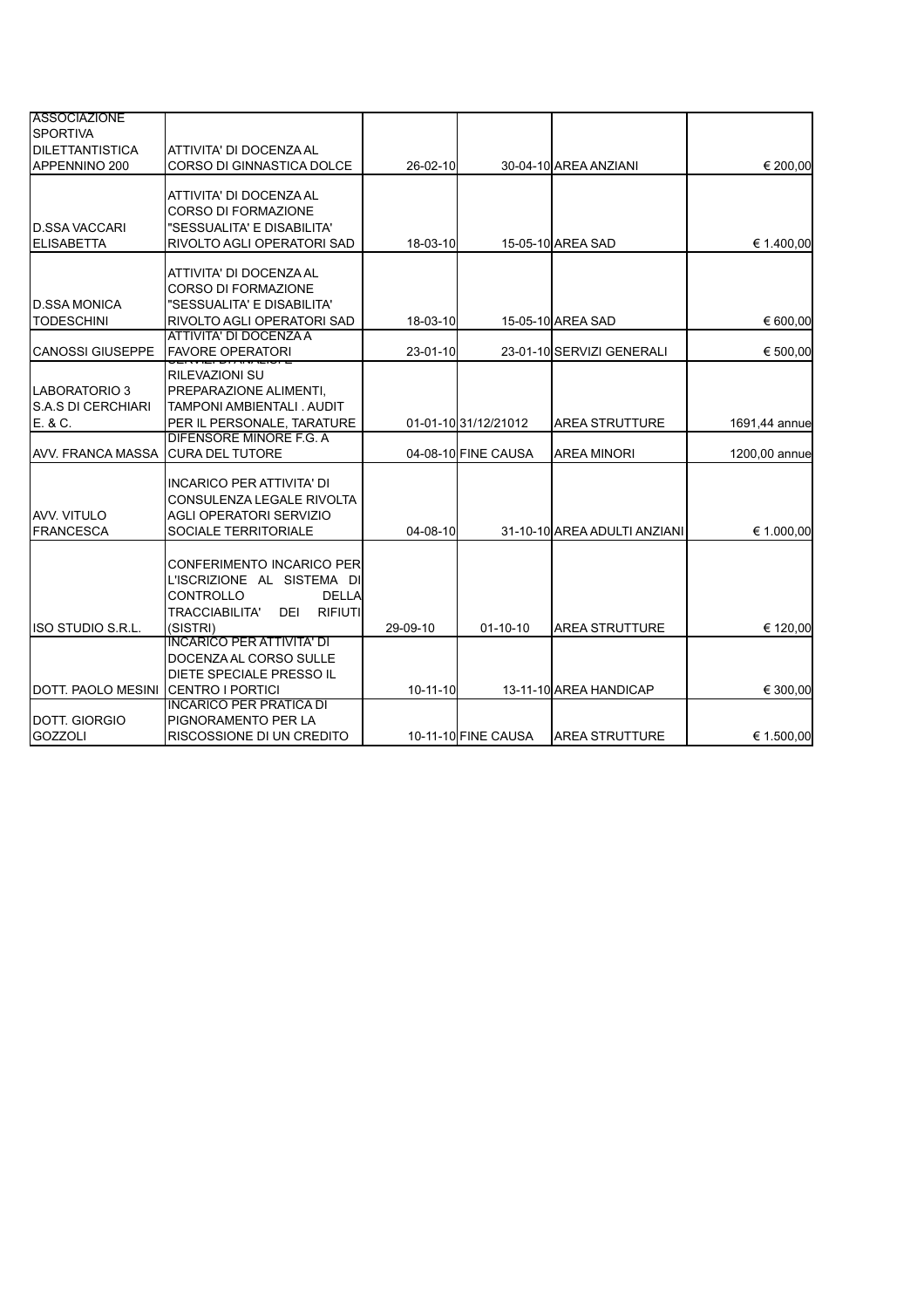| | | | | | |
|---|---|---|---|---|---|
| ASSOCIAZIONE SPORTIVA DILETTANTISTICA APPENNINO 200 | ATTIVITA' DI DOCENZA AL CORSO DI GINNASTICA DOLCE | 26-02-10 | 30-04-10 | AREA ANZIANI | € 200,00 |
| D.SSA VACCARI ELISABETTA | ATTIVITA' DI DOCENZA AL CORSO DI FORMAZIONE "SESSUALITA' E DISABILITA' RIVOLTO AGLI OPERATORI SAD | 18-03-10 | 15-05-10 | AREA SAD | € 1.400,00 |
| D.SSA MONICA TODESCHINI | ATTIVITA' DI DOCENZA AL CORSO DI FORMAZIONE "SESSUALITA' E DISABILITA' RIVOLTO AGLI OPERATORI SAD | 18-03-10 | 15-05-10 | AREA SAD | € 600,00 |
| CANOSSI GIUSEPPE | ATTIVITA' DI DOCENZA A FAVORE OPERATORI | 23-01-10 | 23-01-10 | SERVIZI GENERALI | € 500,00 |
| LABORATORIO 3 S.A.S DI CERCHIARI E. & C. | SERVIZI DI ANALISI E RILEVAZIONI SU PREPARAZIONE ALIMENTI, TAMPONI AMBIENTALI . AUDIT PER IL PERSONALE, TARATURE | 01-01-10 | 31/12/21012 | AREA STRUTTURE | 1691,44 annue |
| AVV. FRANCA MASSA | DIFENSORE MINORE F.G. A CURA DEL TUTORE | 04-08-10 | FINE CAUSA | AREA MINORI | 1200,00 annue |
| AVV. VITULO FRANCESCA | INCARICO PER ATTIVITA' DI CONSULENZA LEGALE RIVOLTA AGLI OPERATORI SERVIZIO SOCIALE TERRITORIALE | 04-08-10 | 31-10-10 | AREA ADULTI ANZIANI | € 1.000,00 |
| ISO STUDIO S.R.L. | CONFERIMENTO INCARICO PER L'ISCRIZIONE AL SISTEMA DI CONTROLLO DELLA TRACCIABILITA' DEI RIFIUTI (SISTRI) | 29-09-10 | 01-10-10 | AREA STRUTTURE | € 120,00 |
| DOTT. PAOLO MESINI | INCARICO PER ATTIVITA' DI DOCENZA AL CORSO SULLE DIETE SPECIALE PRESSO IL CENTRO I PORTICI | 10-11-10 | 13-11-10 | AREA HANDICAP | € 300,00 |
| DOTT. GIORGIO GOZZOLI | INCARICO PER PRATICA DI PIGNORAMENTO PER LA RISCOSSIONE DI UN CREDITO | 10-11-10 | FINE CAUSA | AREA STRUTTURE | € 1.500,00 |